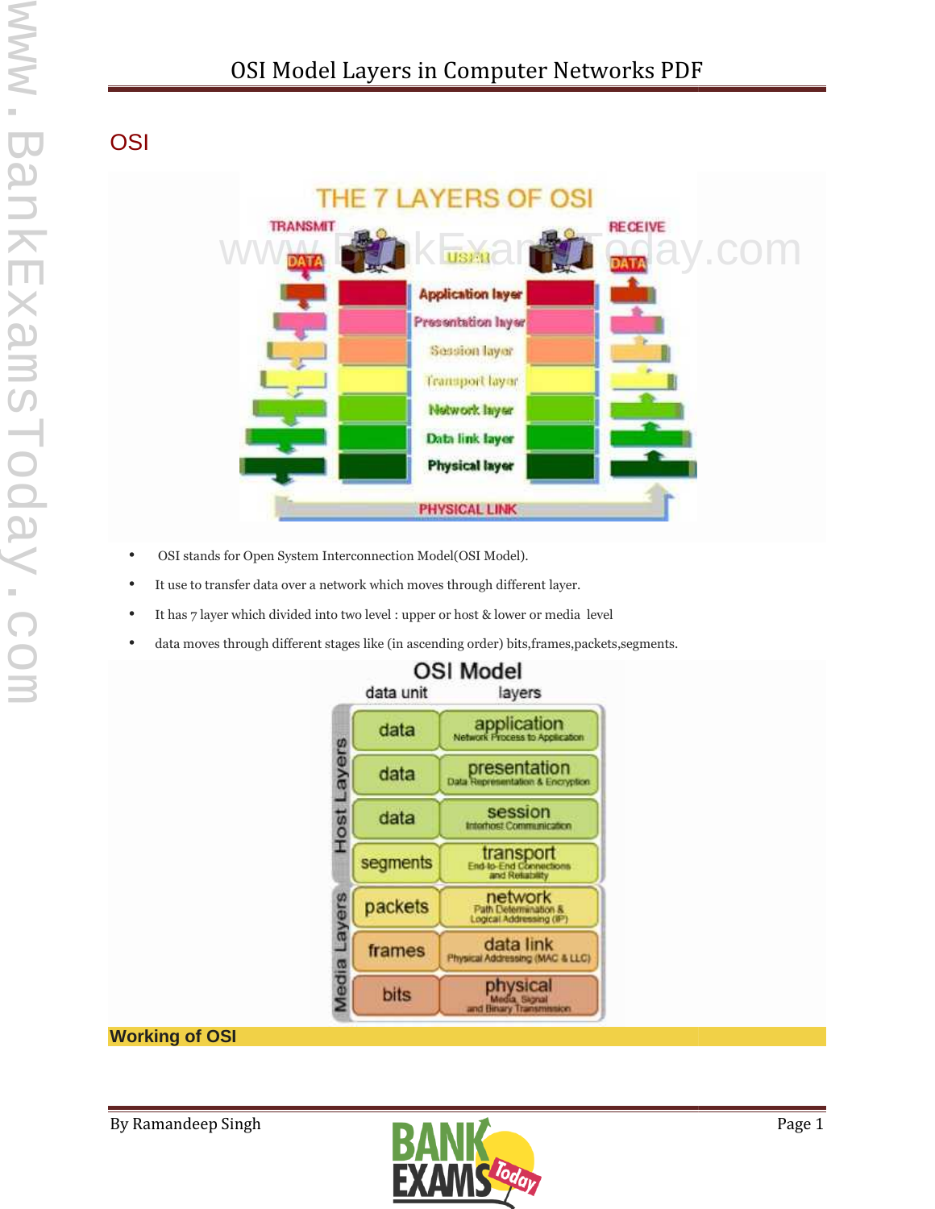## OSI

- OSI stands for Open System Interconnection Model(OSI Model).
- It use to transfer data over a network which moves through different layer.
- It has 7 layer which divided into two level : upper or host & lower or media level
- data moves through different stages like (in ascending order) bits,frames,packets,segments.

### Working of OSI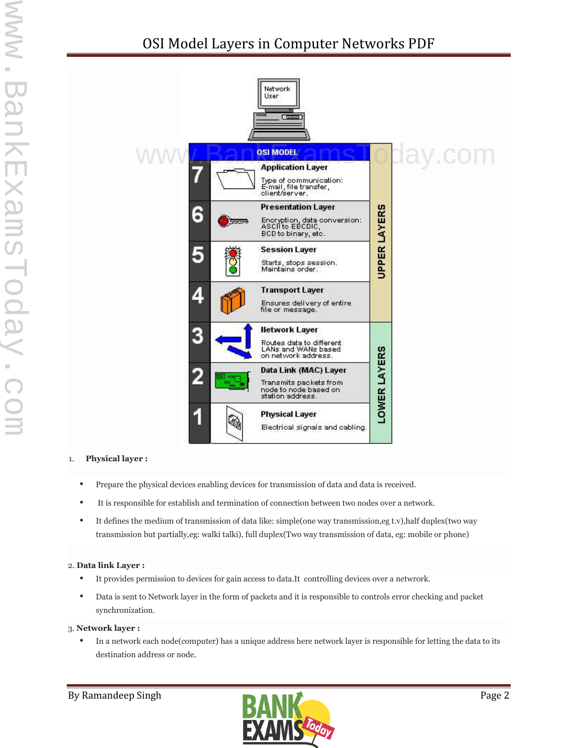| OSI MODEL | | |
| --- | --- | --- |
| 7 | **Application Layer** Type of communication: E-mail, file transfer, client/server. | UPPER LAYERS |
| 6 | **Presentation Layer** Encryption, data conversion: ASCII to EBCDIC, BCD to binary, etc. | |
| 5 | **Session Layer** Starts, stops session. Maintains order. | |
| 4 | **Transport Layer** Ensures delivery of entire file or message. | |
| 3 | **Network Layer** Routes data to different LANs and WANs based on network address. | LOWER LAYERS |
| 2 | **Data Link (MAC) Layer** Transmits packets from node to node based on station address. | |
| 1 | **Physical Layer** Electrical signals and cabling. | |

1. **Physical layer :**

- Prepare the physical devices enabling devices for transmission of data and data is received.
- It is responsible for establish and termination of connection between two nodes over a network.
- It defines the medium of transmission of data like: simple(one way transmission,eg t.v),half duplex(two way transmission but partially,eg: walki talki), full duplex(Two way transmission of data, eg: mobile or phone)

2. **Data link Layer :**

- It provides permission to devices for gain access to data.It controlling devices over a netwrork.
- Data is sent to Network layer in the form of packets and it is responsible to controls error checking and packet synchronization.

3. **Network layer :**

- In a network each node(computer) has a unique address here network layer is responsible for letting the data to its destination address or node.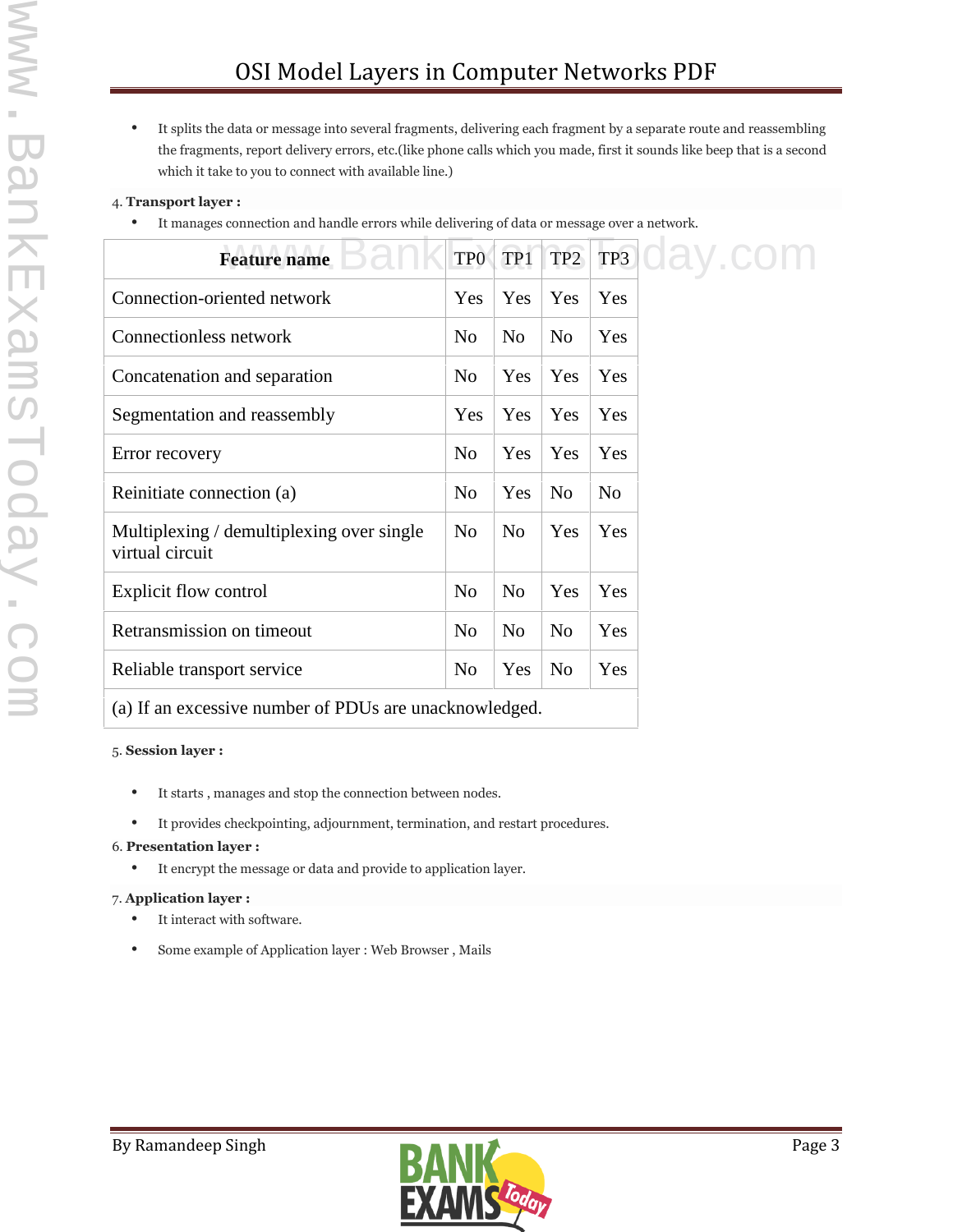- It splits the data or message into several fragments, delivering each fragment by a separate route and reassembling the fragments, report delivery errors, etc.(like phone calls which you made, first it sounds like beep that is a second which it take to you to connect with available line.)

4. **Transport layer :**

- It manages connection and handle errors while delivering of data or message over a network.

| **Feature name** | TP0 | TP1 | TP2 | TP3 |
|---|---|---|---|---|
| Connection-oriented network | Yes | Yes | Yes | Yes |
| Connectionless network | No | No | No | Yes |
| Concatenation and separation | No | Yes | Yes | Yes |
| Segmentation and reassembly | Yes | Yes | Yes | Yes |
| Error recovery | No | Yes | Yes | Yes |
| Reinitiate connection (a) | No | Yes | No | No |
| Multiplexing / demultiplexing over single virtual circuit | No | No | Yes | Yes |
| Explicit flow control | No | No | Yes | Yes |
| Retransmission on timeout | No | No | No | Yes |
| Reliable transport service | No | Yes | No | Yes |
| (a) If an excessive number of PDUs are unacknowledged. | | | | |

5. **Session layer :**

- It starts , manages and stop the connection between nodes.
- It provides checkpointing, adjournment, termination, and restart procedures.

6. **Presentation layer :**

- It encrypt the message or data and provide to application layer.

7. **Application layer :**

- It interact with software.
- Some example of Application layer : Web Browser , Mails